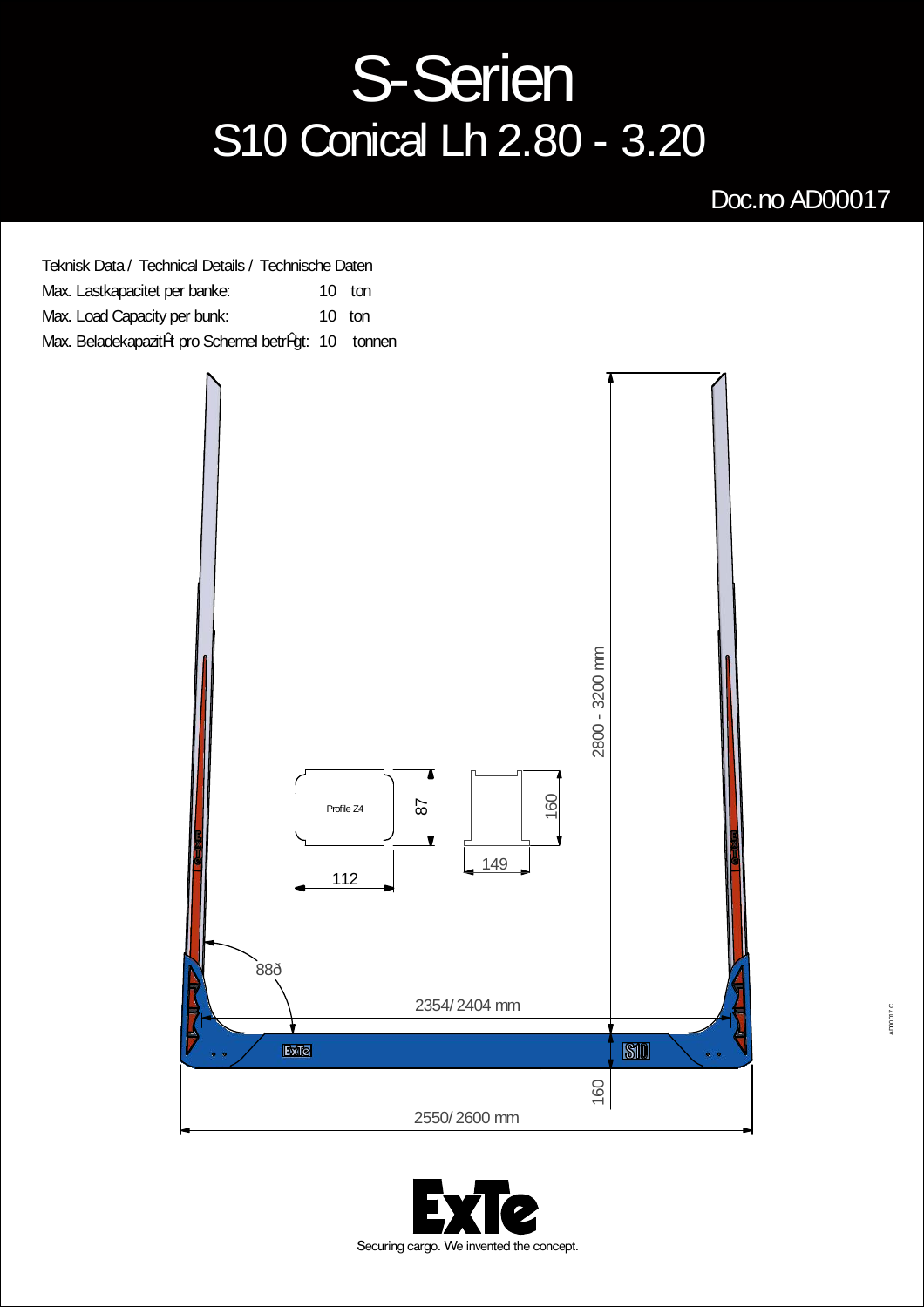# S-Serien

## S10 Conical Lh 2.80 - 3.20

Doc.no AD00017

Teknisk Data / Technical Details / Technische Daten

| | | |
|---|---|---|
| Max. Lastkapacitet per banke: | 10 | ton |
| Max. Load Capacity per bunk: | 10 | ton |
| Max. BeladekapazitÂt pro Schemel betrÂgt: | 10 | tonnen |

2800 - 3200 mm

Profile Z4

87

112

160

149

88ð

2354/ 2404 mm

160

2550/ 2600 mm

ExTe

Securing cargo. We invented the concept.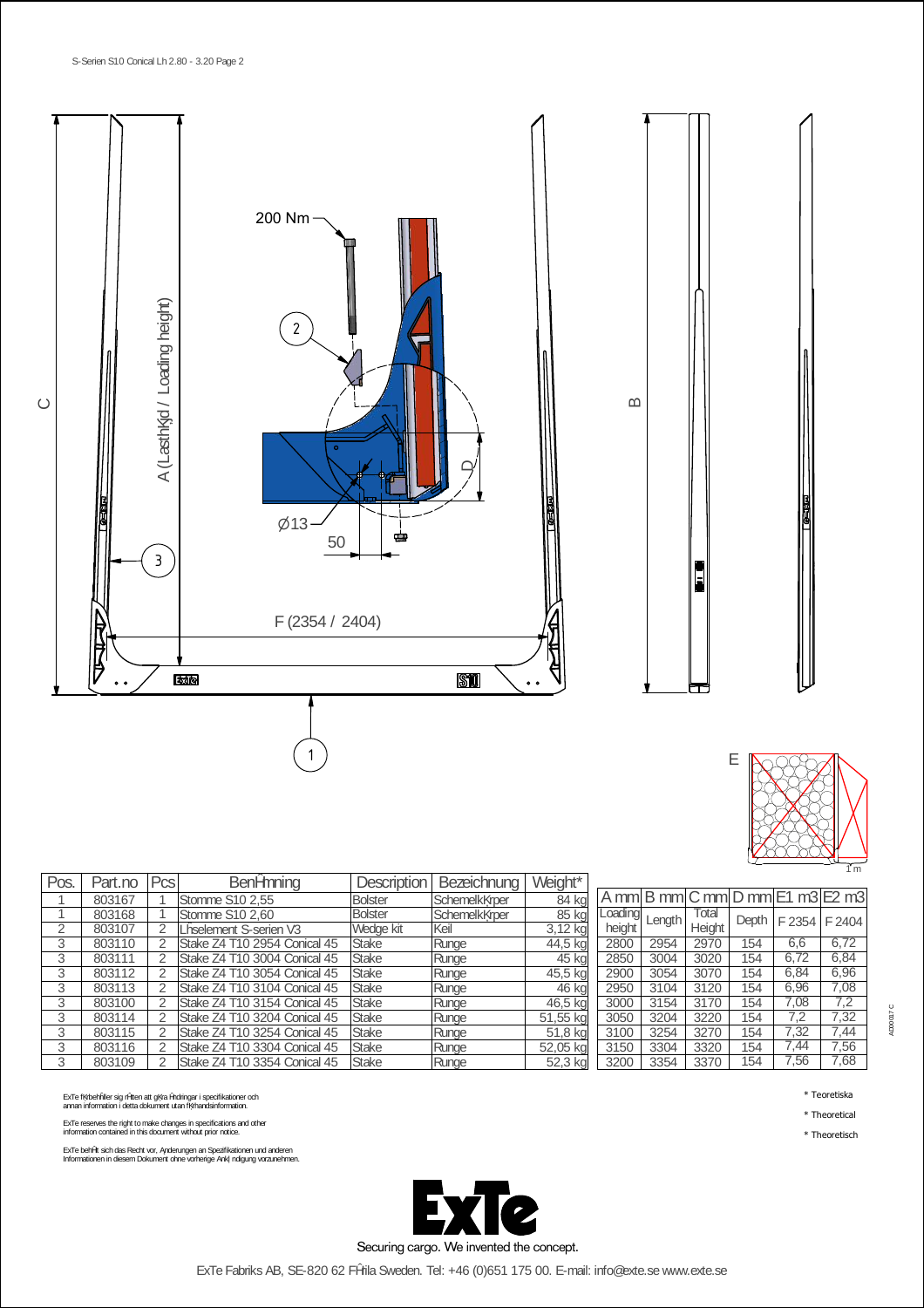S-Serien S10 Conical Lh 2.80 - 3.20 Page 2

200 Nm

2

C

A (Lasthöjd / Loading height)

B

D

Ø13

50

3

F (2354 / 2404)

1

E

1 m

| Pos. | Part.no | Pcs | Benämning | Description | Bezeichnung | Weight* |
|---|---|---|---|---|---|---|
| 1 | 803167 | 1 | Stomme S10 2,55 | Bolster | Schemelkörper | 84 kg |
| 1 | 803168 | 1 | Stomme S10 2,60 | Bolster | Schemelkörper | 85 kg |
| 2 | 803107 | 2 | Låselement S-serien V3 | Wedge kit | Keil | 3,12 kg |
| 3 | 803110 | 2 | Stake Z4 T10 2954 Conical 45 | Stake | Runge | 44,5 kg |
| 3 | 803111 | 2 | Stake Z4 T10 3004 Conical 45 | Stake | Runge | 45 kg |
| 3 | 803112 | 2 | Stake Z4 T10 3054 Conical 45 | Stake | Runge | 45,5 kg |
| 3 | 803113 | 2 | Stake Z4 T10 3104 Conical 45 | Stake | Runge | 46 kg |
| 3 | 803100 | 2 | Stake Z4 T10 3154 Conical 45 | Stake | Runge | 46,5 kg |
| 3 | 803114 | 2 | Stake Z4 T10 3204 Conical 45 | Stake | Runge | 51,55 kg |
| 3 | 803115 | 2 | Stake Z4 T10 3254 Conical 45 | Stake | Runge | 51,8 kg |
| 3 | 803116 | 2 | Stake Z4 T10 3304 Conical 45 | Stake | Runge | 52,05 kg |
| 3 | 803109 | 2 | Stake Z4 T10 3354 Conical 45 | Stake | Runge | 52,3 kg |

| A mm | B mm | C mm | D mm | E1 m3 | E2 m3 |
|---|---|---|---|---|---|
| Loading height | Length | Total Height | Depth | F 2354 | F 2404 |
| 2800 | 2954 | 2970 | 154 | 6,6 | 6,72 |
| 2850 | 3004 | 3020 | 154 | 6,72 | 6,84 |
| 2900 | 3054 | 3070 | 154 | 6,84 | 6,96 |
| 2950 | 3104 | 3120 | 154 | 6,96 | 7,08 |
| 3000 | 3154 | 3170 | 154 | 7,08 | 7,2 |
| 3050 | 3204 | 3220 | 154 | 7,2 | 7,32 |
| 3100 | 3254 | 3270 | 154 | 7,32 | 7,44 |
| 3150 | 3304 | 3320 | 154 | 7,44 | 7,56 |
| 3200 | 3354 | 3370 | 154 | 7,56 | 7,68 |

A000017 C

ExTe förbehåller sig rätten att göra ändringar i specifikationer och annan information i detta dokument utan förhandsinformation.

ExTe reserves the right to make changes in specifications and other information contained in this document without prior notice.

ExTe behält sich das Recht vor, Änderungen an Spezifikationen und anderen Informationen in diesem Dokument ohne vorherige Ankündigung vorzunehmen.

\* Teoretiska

\* Theoretical

\* Theoretisch

ExTe

Securing cargo. We invented the concept.

ExTe Fabriks AB, SE-820 62 Färila Sweden. Tel: +46 (0)651 175 00. E-mail: info@exte.se www.exte.se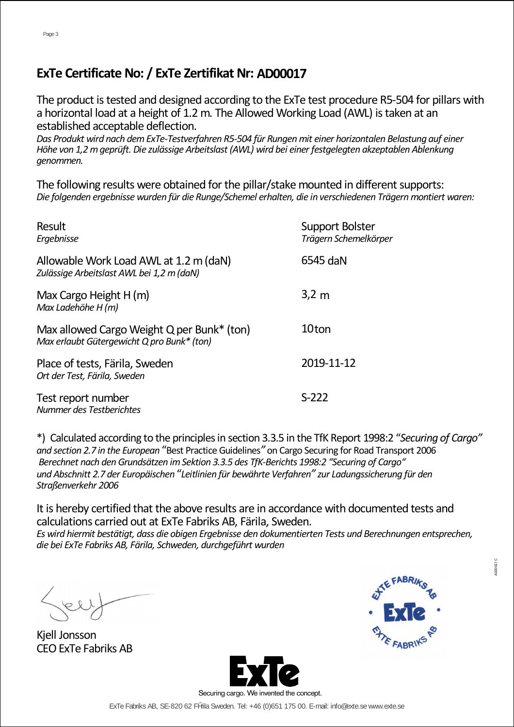## ExTe Certificate No: / ExTe Zertifikat Nr: AD00017

The product is tested and designed according to the ExTe test procedure R5-504 for pillars with a horizontal load at a height of 1.2 m. The Allowed Working Load (AWL) is taken at an established acceptable deflection.
*Das Produkt wird nach dem ExTe-Testverfahren R5-504 für Rungen mit einer horizontalen Belastung auf einer Höhe von 1,2 m geprüft. Die zulässige Arbeitslast (AWL) wird bei einer festgelegten akzeptablen Ablenkung genommen.*

The following results were obtained for the pillar/stake mounted in different supports:
*Die folgenden ergebnisse wurden für die Runge/Schemel erhalten, die in verschiedenen Trägern montiert waren:*

| Result<br>*Ergebnisse* | Support Bolster<br>*Trägern Schemelkörper* |
|---|---|
| Allowable Work Load AWL at 1.2 m (daN)<br>*Zulässige Arbeitslast AWL bei 1,2 m (daN)* | 6545 daN |
| Max Cargo Height H (m)<br>*Max Ladehöhe H (m)* | 3,2 m |
| Max allowed Cargo Weight Q per Bunk* (ton)<br>*Max erlaubt Gütergewicht Q pro Bunk* (ton)* | 10ton |
| Place of tests, Färila, Sweden<br>*Ort der Test, Färila, Sweden* | 2019-11-12 |
| Test report number<br>*Nummer des Testberichtes* | S-222 |

*) Calculated according to the principles in section 3.3.5 in the TfK Report 1998:2 "*Securing of Cargo" and section 2.7 in the European* "Best Practice Guidelines" on Cargo Securing for Road Transport 2006
*Berechnet nach den Grundsätzen im Sektion 3.3.5 des TfK-Berichts 1998:2 "Securing of Cargo" und Abschnitt 2.7 der Europäischen "Leitlinien für bewährte Verfahren" zur Ladungssicherung für den Straßenverkehr 2006*

It is hereby certified that the above results are in accordance with documented tests and calculations carried out at ExTe Fabriks AB, Färila, Sweden.
*Es wird hiermit bestätigt, dass die obigen Ergebnisse den dokumentierten Tests und Berechnungen entsprechen, die bei ExTe Fabriks AB, Färila, Schweden, durchgeführt wurden*

Kjell Jonsson
CEO ExTe Fabriks AB

Securing cargo. We invented the concept.

ExTe Fabriks AB, SE-820 62 Färila Sweden. Tel: +46 (0)651 175 00. E-mail: info@exte.se www.exte.se